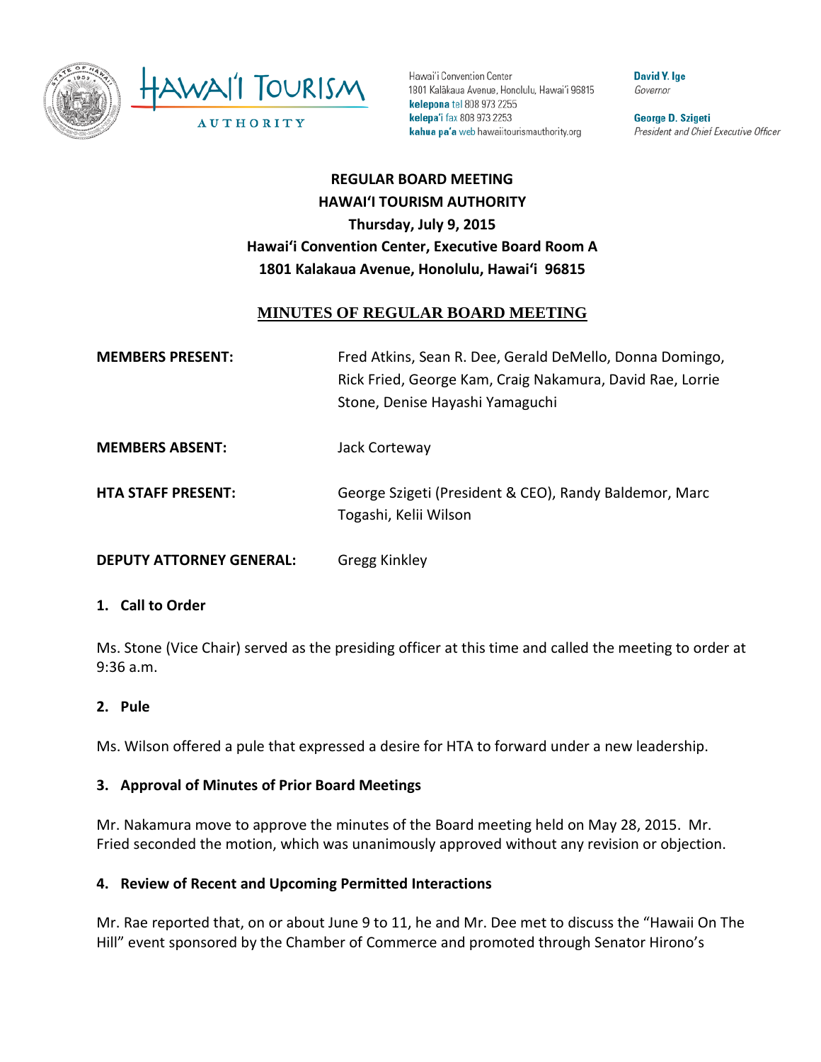Hawaiʻi Convention Center
1801 Kalākaua Avenue, Honolulu, Hawaiʻi 96815
**kelepona** tel 808 973 2255
**kelepaʻi** fax 808 973 2253
**kahua paʻa** web hawaiitourismauthority.org

**David Y. Ige**
*Governor*

**George D. Szigeti**
*President and Chief Executive Officer*

# REGULAR BOARD MEETING
## HAWAIʻI TOURISM AUTHORITY
**Thursday, July 9, 2015**
**Hawaiʻi Convention Center, Executive Board Room A**
**1801 Kalakaua Avenue, Honolulu, Hawaiʻi 96815**

## MINUTES OF REGULAR BOARD MEETING

**MEMBERS PRESENT:** Fred Atkins, Sean R. Dee, Gerald DeMello, Donna Domingo, Rick Fried, George Kam, Craig Nakamura, David Rae, Lorrie Stone, Denise Hayashi Yamaguchi

**MEMBERS ABSENT:** Jack Corteway

**HTA STAFF PRESENT:** George Szigeti (President & CEO), Randy Baldemor, Marc Togashi, Kelii Wilson

**DEPUTY ATTORNEY GENERAL:** Gregg Kinkley

### 1. Call to Order

Ms. Stone (Vice Chair) served as the presiding officer at this time and called the meeting to order at 9:36 a.m.

### 2. Pule

Ms. Wilson offered a pule that expressed a desire for HTA to forward under a new leadership.

### 3. Approval of Minutes of Prior Board Meetings

Mr. Nakamura move to approve the minutes of the Board meeting held on May 28, 2015. Mr. Fried seconded the motion, which was unanimously approved without any revision or objection.

### 4. Review of Recent and Upcoming Permitted Interactions

Mr. Rae reported that, on or about June 9 to 11, he and Mr. Dee met to discuss the "Hawaii On The Hill" event sponsored by the Chamber of Commerce and promoted through Senator Hirono's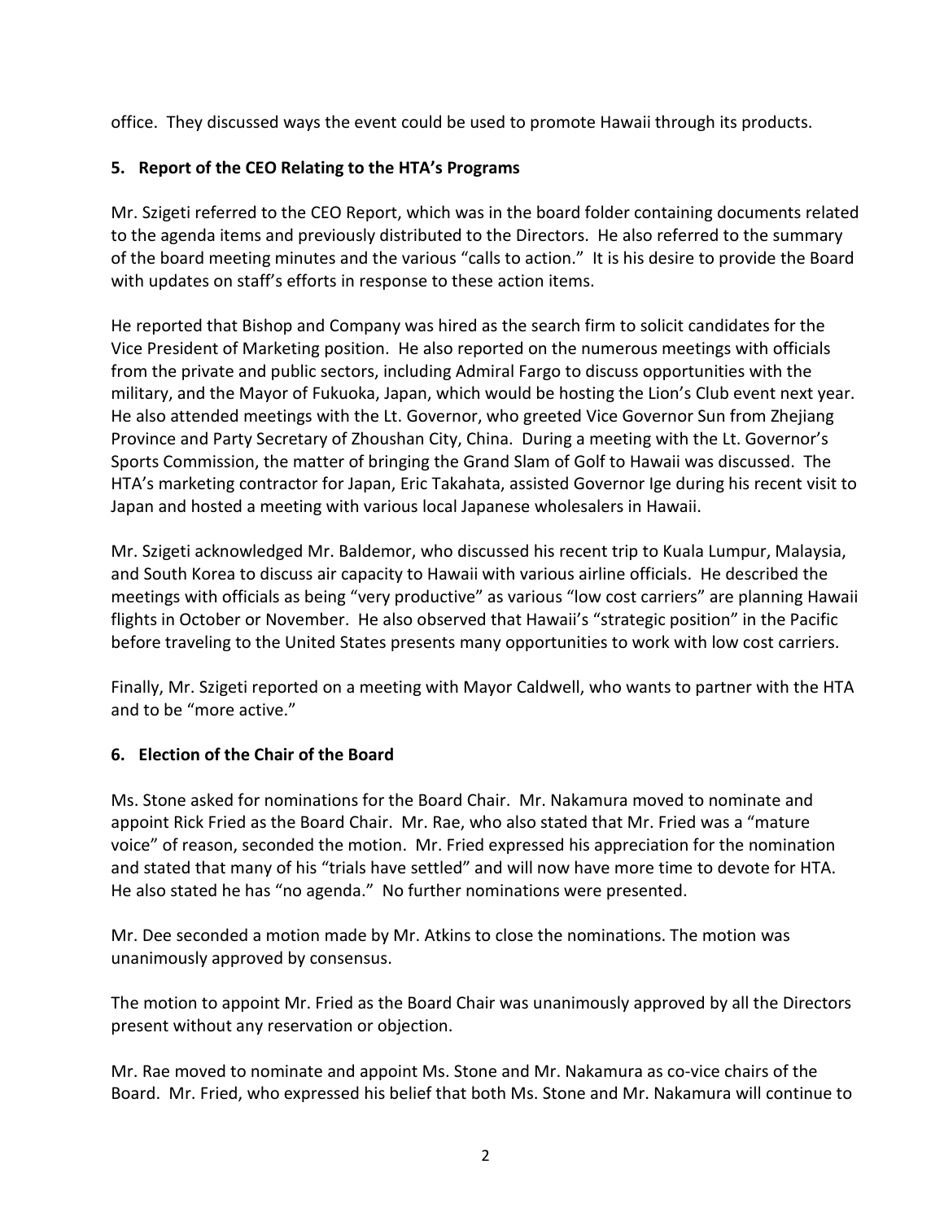office. They discussed ways the event could be used to promote Hawaii through its products.

**5. Report of the CEO Relating to the HTA's Programs**

Mr. Szigeti referred to the CEO Report, which was in the board folder containing documents related to the agenda items and previously distributed to the Directors. He also referred to the summary of the board meeting minutes and the various "calls to action." It is his desire to provide the Board with updates on staff's efforts in response to these action items.

He reported that Bishop and Company was hired as the search firm to solicit candidates for the Vice President of Marketing position. He also reported on the numerous meetings with officials from the private and public sectors, including Admiral Fargo to discuss opportunities with the military, and the Mayor of Fukuoka, Japan, which would be hosting the Lion's Club event next year. He also attended meetings with the Lt. Governor, who greeted Vice Governor Sun from Zhejiang Province and Party Secretary of Zhoushan City, China. During a meeting with the Lt. Governor's Sports Commission, the matter of bringing the Grand Slam of Golf to Hawaii was discussed. The HTA's marketing contractor for Japan, Eric Takahata, assisted Governor Ige during his recent visit to Japan and hosted a meeting with various local Japanese wholesalers in Hawaii.

Mr. Szigeti acknowledged Mr. Baldemor, who discussed his recent trip to Kuala Lumpur, Malaysia, and South Korea to discuss air capacity to Hawaii with various airline officials. He described the meetings with officials as being "very productive" as various "low cost carriers" are planning Hawaii flights in October or November. He also observed that Hawaii's "strategic position" in the Pacific before traveling to the United States presents many opportunities to work with low cost carriers.

Finally, Mr. Szigeti reported on a meeting with Mayor Caldwell, who wants to partner with the HTA and to be "more active."

**6. Election of the Chair of the Board**

Ms. Stone asked for nominations for the Board Chair. Mr. Nakamura moved to nominate and appoint Rick Fried as the Board Chair. Mr. Rae, who also stated that Mr. Fried was a "mature voice" of reason, seconded the motion. Mr. Fried expressed his appreciation for the nomination and stated that many of his "trials have settled" and will now have more time to devote for HTA. He also stated he has "no agenda." No further nominations were presented.

Mr. Dee seconded a motion made by Mr. Atkins to close the nominations. The motion was unanimously approved by consensus.

The motion to appoint Mr. Fried as the Board Chair was unanimously approved by all the Directors present without any reservation or objection.

Mr. Rae moved to nominate and appoint Ms. Stone and Mr. Nakamura as co-vice chairs of the Board. Mr. Fried, who expressed his belief that both Ms. Stone and Mr. Nakamura will continue to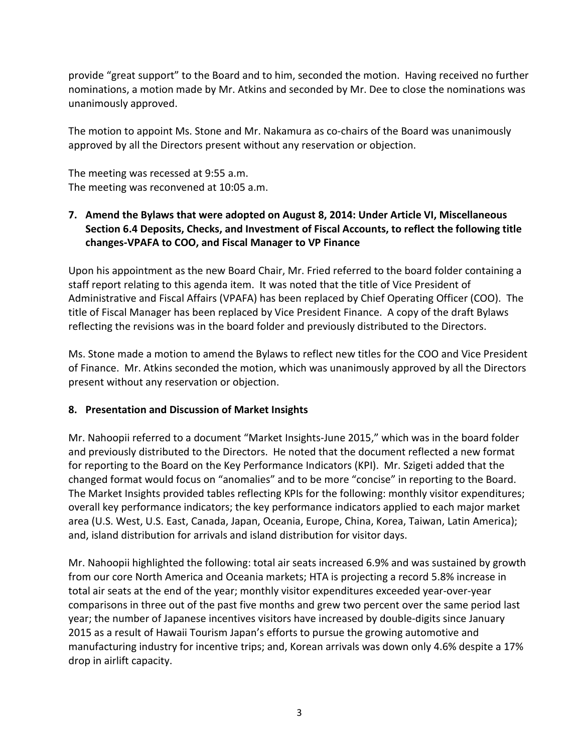provide "great support" to the Board and to him, seconded the motion. Having received no further nominations, a motion made by Mr. Atkins and seconded by Mr. Dee to close the nominations was unanimously approved.

The motion to appoint Ms. Stone and Mr. Nakamura as co-chairs of the Board was unanimously approved by all the Directors present without any reservation or objection.

The meeting was recessed at 9:55 a.m.
The meeting was reconvened at 10:05 a.m.

### 7. Amend the Bylaws that were adopted on August 8, 2014: Under Article VI, Miscellaneous Section 6.4 Deposits, Checks, and Investment of Fiscal Accounts, to reflect the following title changes-VPAFA to COO, and Fiscal Manager to VP Finance

Upon his appointment as the new Board Chair, Mr. Fried referred to the board folder containing a staff report relating to this agenda item. It was noted that the title of Vice President of Administrative and Fiscal Affairs (VPAFA) has been replaced by Chief Operating Officer (COO). The title of Fiscal Manager has been replaced by Vice President Finance. A copy of the draft Bylaws reflecting the revisions was in the board folder and previously distributed to the Directors.

Ms. Stone made a motion to amend the Bylaws to reflect new titles for the COO and Vice President of Finance. Mr. Atkins seconded the motion, which was unanimously approved by all the Directors present without any reservation or objection.

### 8. Presentation and Discussion of Market Insights

Mr. Nahoopii referred to a document "Market Insights-June 2015," which was in the board folder and previously distributed to the Directors. He noted that the document reflected a new format for reporting to the Board on the Key Performance Indicators (KPI). Mr. Szigeti added that the changed format would focus on "anomalies" and to be more "concise" in reporting to the Board. The Market Insights provided tables reflecting KPIs for the following: monthly visitor expenditures; overall key performance indicators; the key performance indicators applied to each major market area (U.S. West, U.S. East, Canada, Japan, Oceania, Europe, China, Korea, Taiwan, Latin America); and, island distribution for arrivals and island distribution for visitor days.

Mr. Nahoopii highlighted the following: total air seats increased 6.9% and was sustained by growth from our core North America and Oceania markets; HTA is projecting a record 5.8% increase in total air seats at the end of the year; monthly visitor expenditures exceeded year-over-year comparisons in three out of the past five months and grew two percent over the same period last year; the number of Japanese incentives visitors have increased by double-digits since January 2015 as a result of Hawaii Tourism Japan's efforts to pursue the growing automotive and manufacturing industry for incentive trips; and, Korean arrivals was down only 4.6% despite a 17% drop in airlift capacity.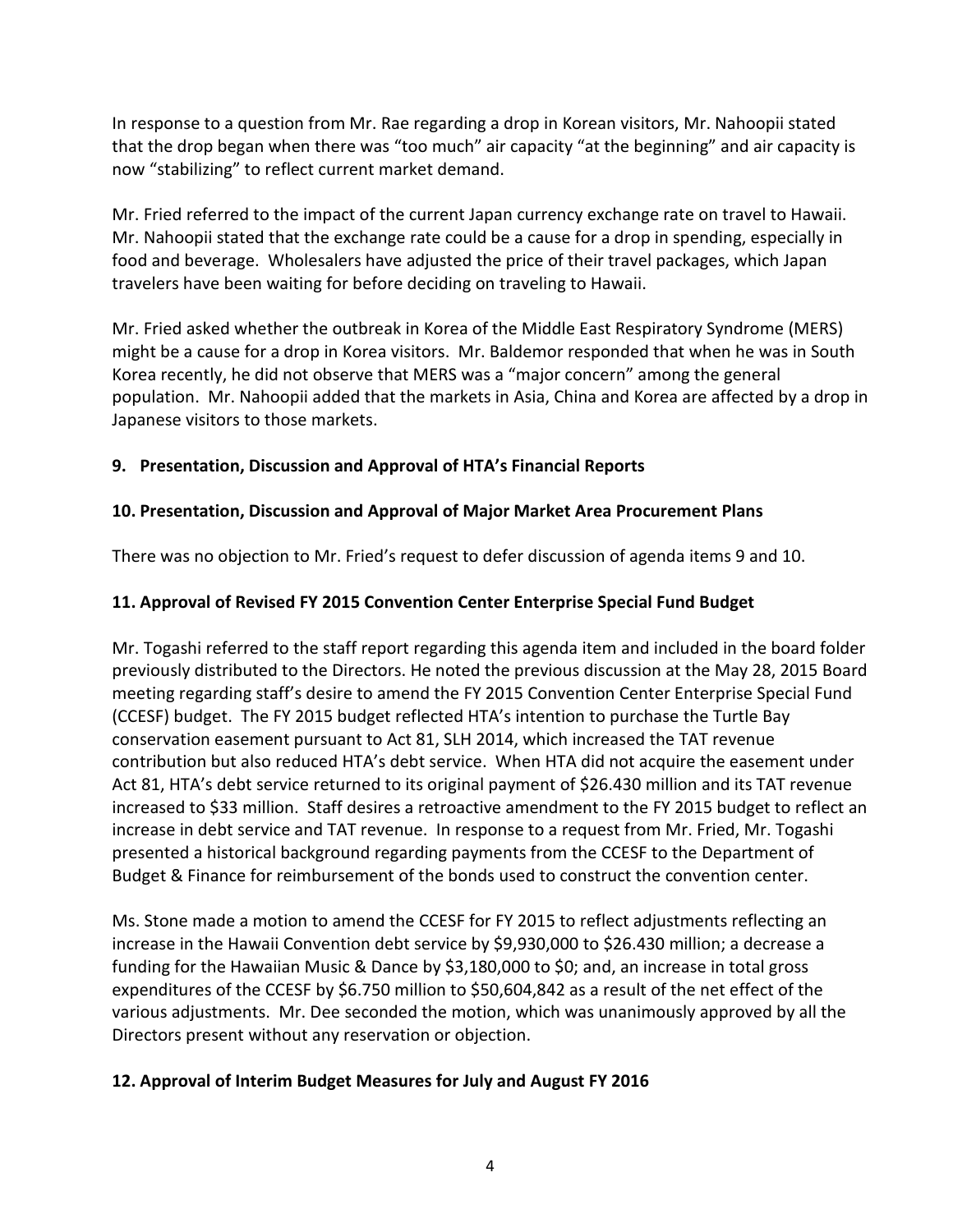In response to a question from Mr. Rae regarding a drop in Korean visitors, Mr. Nahoopii stated that the drop began when there was “too much” air capacity “at the beginning” and air capacity is now “stabilizing” to reflect current market demand.

Mr. Fried referred to the impact of the current Japan currency exchange rate on travel to Hawaii. Mr. Nahoopii stated that the exchange rate could be a cause for a drop in spending, especially in food and beverage. Wholesalers have adjusted the price of their travel packages, which Japan travelers have been waiting for before deciding on traveling to Hawaii.

Mr. Fried asked whether the outbreak in Korea of the Middle East Respiratory Syndrome (MERS) might be a cause for a drop in Korea visitors. Mr. Baldemor responded that when he was in South Korea recently, he did not observe that MERS was a “major concern” among the general population. Mr. Nahoopii added that the markets in Asia, China and Korea are affected by a drop in Japanese visitors to those markets.

**9. Presentation, Discussion and Approval of HTA’s Financial Reports**

**10. Presentation, Discussion and Approval of Major Market Area Procurement Plans**

There was no objection to Mr. Fried’s request to defer discussion of agenda items 9 and 10.

**11. Approval of Revised FY 2015 Convention Center Enterprise Special Fund Budget**

Mr. Togashi referred to the staff report regarding this agenda item and included in the board folder previously distributed to the Directors. He noted the previous discussion at the May 28, 2015 Board meeting regarding staff’s desire to amend the FY 2015 Convention Center Enterprise Special Fund (CCESF) budget. The FY 2015 budget reflected HTA’s intention to purchase the Turtle Bay conservation easement pursuant to Act 81, SLH 2014, which increased the TAT revenue contribution but also reduced HTA’s debt service. When HTA did not acquire the easement under Act 81, HTA’s debt service returned to its original payment of $26.430 million and its TAT revenue increased to $33 million. Staff desires a retroactive amendment to the FY 2015 budget to reflect an increase in debt service and TAT revenue. In response to a request from Mr. Fried, Mr. Togashi presented a historical background regarding payments from the CCESF to the Department of Budget & Finance for reimbursement of the bonds used to construct the convention center.

Ms. Stone made a motion to amend the CCESF for FY 2015 to reflect adjustments reflecting an increase in the Hawaii Convention debt service by $9,930,000 to $26.430 million; a decrease a funding for the Hawaiian Music & Dance by $3,180,000 to $0; and, an increase in total gross expenditures of the CCESF by $6.750 million to $50,604,842 as a result of the net effect of the various adjustments. Mr. Dee seconded the motion, which was unanimously approved by all the Directors present without any reservation or objection.

**12. Approval of Interim Budget Measures for July and August FY 2016**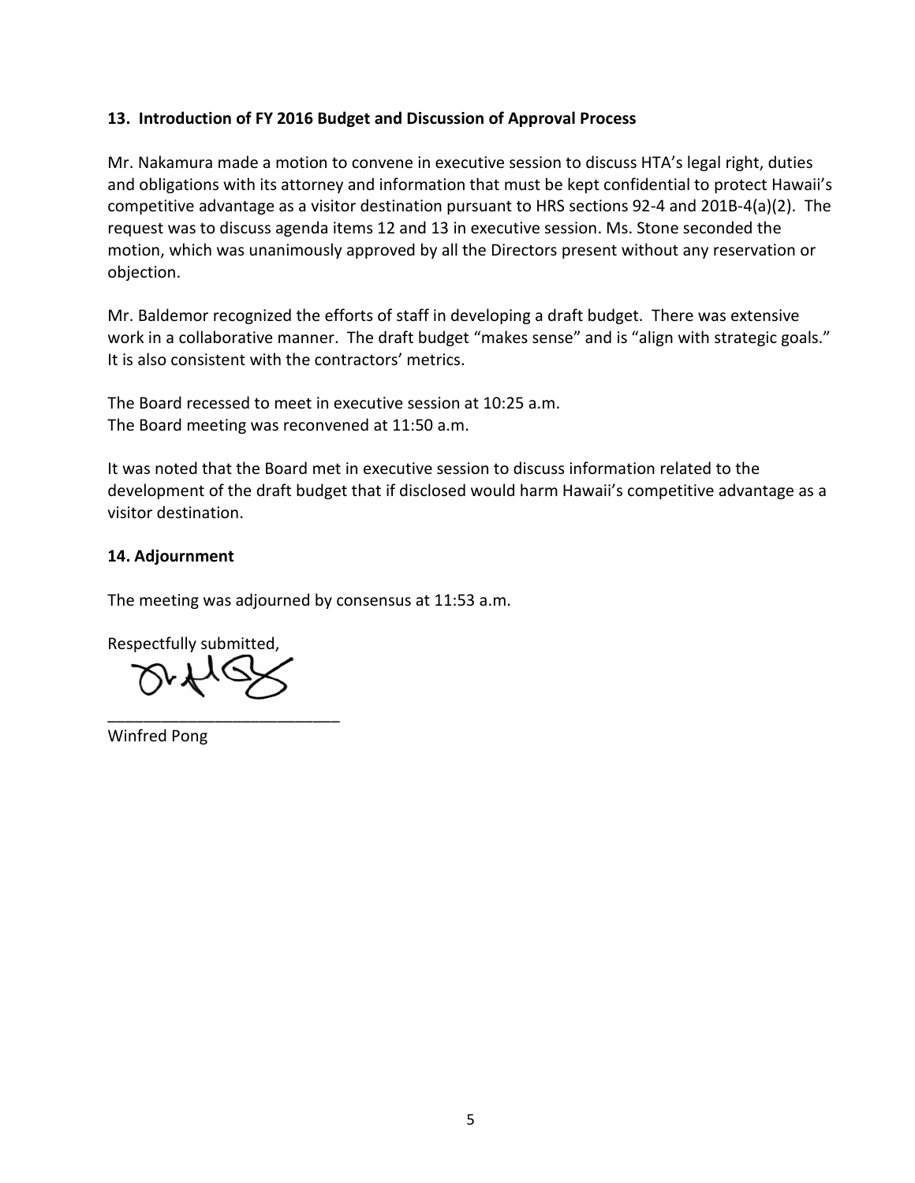### 13. Introduction of FY 2016 Budget and Discussion of Approval Process

Mr. Nakamura made a motion to convene in executive session to discuss HTA's legal right, duties and obligations with its attorney and information that must be kept confidential to protect Hawaii's competitive advantage as a visitor destination pursuant to HRS sections 92-4 and 201B-4(a)(2). The request was to discuss agenda items 12 and 13 in executive session. Ms. Stone seconded the motion, which was unanimously approved by all the Directors present without any reservation or objection.

Mr. Baldemor recognized the efforts of staff in developing a draft budget. There was extensive work in a collaborative manner. The draft budget "makes sense" and is "align with strategic goals." It is also consistent with the contractors' metrics.

The Board recessed to meet in executive session at 10:25 a.m.
The Board meeting was reconvened at 11:50 a.m.

It was noted that the Board met in executive session to discuss information related to the development of the draft budget that if disclosed would harm Hawaii's competitive advantage as a visitor destination.

### 14. Adjournment

The meeting was adjourned by consensus at 11:53 a.m.

Respectfully submitted,

_________________________

Winfred Pong